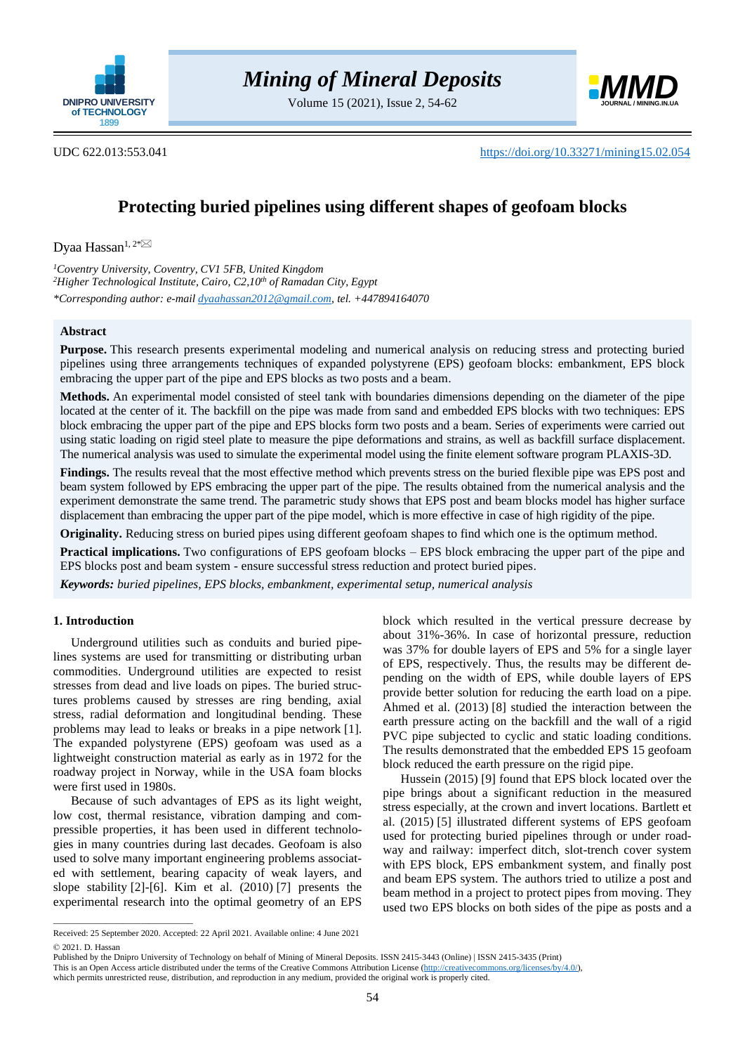UDC 622.013:553.041

https://doi.org/10.33271/mining15.02.054

# Protecting buried pipelines using different shapes of geofoam blocks

Dyaa Hassan[1, 2*]

[1]*Coventry University, Coventry, CV1 5FB, United Kingdom*
[2]*Higher Technological Institute, Cairo, C2,10th of Ramadan City, Egypt*
*\*Corresponding author: e-mail dyaahassan2012@gmail.com, tel. +447894164070*

## Abstract

**Purpose.** This research presents experimental modeling and numerical analysis on reducing stress and protecting buried pipelines using three arrangements techniques of expanded polystyrene (EPS) geofoam blocks: embankment, EPS block embracing the upper part of the pipe and EPS blocks as two posts and a beam.

**Methods.** An experimental model consisted of steel tank with boundaries dimensions depending on the diameter of the pipe located at the center of it. The backfill on the pipe was made from sand and embedded EPS blocks with two techniques: EPS block embracing the upper part of the pipe and EPS blocks form two posts and a beam. Series of experiments were carried out using static loading on rigid steel plate to measure the pipe deformations and strains, as well as backfill surface displacement. The numerical analysis was used to simulate the experimental model using the finite element software program PLAXIS-3D.

**Findings.** The results reveal that the most effective method which prevents stress on the buried flexible pipe was EPS post and beam system followed by EPS embracing the upper part of the pipe. The results obtained from the numerical analysis and the experiment demonstrate the same trend. The parametric study shows that EPS post and beam blocks model has higher surface displacement than embracing the upper part of the pipe model, which is more effective in case of high rigidity of the pipe.

**Originality.** Reducing stress on buried pipes using different geofoam shapes to find which one is the optimum method.

**Practical implications.** Two configurations of EPS geofoam blocks – EPS block embracing the upper part of the pipe and EPS blocks post and beam system - ensure successful stress reduction and protect buried pipes.

***Keywords:*** *buried pipelines, EPS blocks, embankment, experimental setup, numerical analysis*

## 1. Introduction

Underground utilities such as conduits and buried pipelines systems are used for transmitting or distributing urban commodities. Underground utilities are expected to resist stresses from dead and live loads on pipes. The buried structures problems caused by stresses are ring bending, axial stress, radial deformation and longitudinal bending. These problems may lead to leaks or breaks in a pipe network [1]. The expanded polystyrene (EPS) geofoam was used as a lightweight construction material as early as in 1972 for the roadway project in Norway, while in the USA foam blocks were first used in 1980s.

Because of such advantages of EPS as its light weight, low cost, thermal resistance, vibration damping and compressible properties, it has been used in different technologies in many countries during last decades. Geofoam is also used to solve many important engineering problems associated with settlement, bearing capacity of weak layers, and slope stability [2]-[6]. Kim et al. (2010) [7] presents the experimental research into the optimal geometry of an EPS block which resulted in the vertical pressure decrease by about 31%-36%. In case of horizontal pressure, reduction was 37% for double layers of EPS and 5% for a single layer of EPS, respectively. Thus, the results may be different depending on the width of EPS, while double layers of EPS provide better solution for reducing the earth load on a pipe. Ahmed et al. (2013) [8] studied the interaction between the earth pressure acting on the backfill and the wall of a rigid PVC pipe subjected to cyclic and static loading conditions. The results demonstrated that the embedded EPS 15 geofoam block reduced the earth pressure on the rigid pipe.

Hussein (2015) [9] found that EPS block located over the pipe brings about a significant reduction in the measured stress especially, at the crown and invert locations. Bartlett et al. (2015) [5] illustrated different systems of EPS geofoam used for protecting buried pipelines through or under roadway and railway: imperfect ditch, slot-trench cover system with EPS block, EPS embankment system, and finally post and beam EPS system. The authors tried to utilize a post and beam method in a project to protect pipes from moving. They used two EPS blocks on both sides of the pipe as posts and a

---

Received: 25 September 2020. Accepted: 22 April 2021. Available online: 4 June 2021
© 2021. D. Hassan
Published by the Dnipro University of Technology on behalf of Mining of Mineral Deposits. ISSN 2415-3443 (Online) | ISSN 2415-3435 (Print)
This is an Open Access article distributed under the terms of the Creative Commons Attribution License (http://creativecommons.org/licenses/by/4.0/), which permits unrestricted reuse, distribution, and reproduction in any medium, provided the original work is properly cited.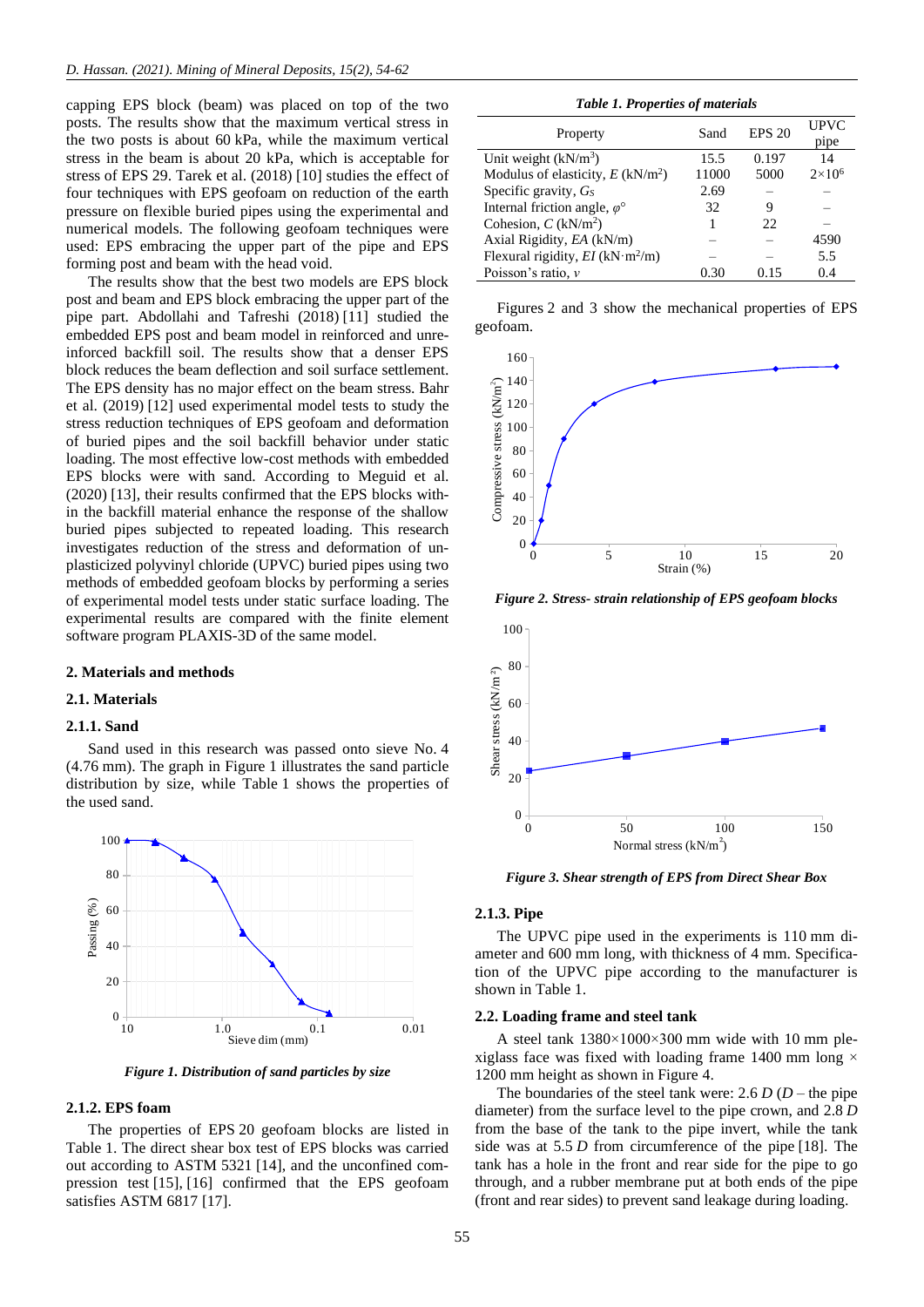capping EPS block (beam) was placed on top of the two posts. The results show that the maximum vertical stress in the two posts is about 60 kPa, while the maximum vertical stress in the beam is about 20 kPa, which is acceptable for stress of EPS 29. Tarek et al. (2018) [10] studies the effect of four techniques with EPS geofoam on reduction of the earth pressure on flexible buried pipes using the experimental and numerical models. The following geofoam techniques were used: EPS embracing the upper part of the pipe and EPS forming post and beam with the head void.

The results show that the best two models are EPS block post and beam and EPS block embracing the upper part of the pipe part. Abdollahi and Tafreshi (2018) [11] studied the embedded EPS post and beam model in reinforced and unreinforced backfill soil. The results show that a denser EPS block reduces the beam deflection and soil surface settlement. The EPS density has no major effect on the beam stress. Bahr et al. (2019) [12] used experimental model tests to study the stress reduction techniques of EPS geofoam and deformation of buried pipes and the soil backfill behavior under static loading. The most effective low-cost methods with embedded EPS blocks were with sand. According to Meguid et al. (2020) [13], their results confirmed that the EPS blocks within the backfill material enhance the response of the shallow buried pipes subjected to repeated loading. This research investigates reduction of the stress and deformation of unplasticized polyvinyl chloride (UPVC) buried pipes using two methods of embedded geofoam blocks by performing a series of experimental model tests under static surface loading. The experimental results are compared with the finite element software program PLAXIS-3D of the same model.

## 2. Materials and methods

### 2.1. Materials

#### 2.1.1. Sand

Sand used in this research was passed onto sieve No. 4 (4.76 mm). The graph in Figure 1 illustrates the sand particle distribution by size, while Table 1 shows the properties of the used sand.

*Figure 1. Distribution of sand particles by size*

#### 2.1.2. EPS foam

The properties of EPS 20 geofoam blocks are listed in Table 1. The direct shear box test of EPS blocks was carried out according to ASTM 5321 [14], and the unconfined compression test [15], [16] confirmed that the EPS geofoam satisfies ASTM 6817 [17].

*Table 1. Properties of materials*

| Property | Sand | EPS 20 | UPVC pipe |
|---|---|---|---|
| Unit weight (kN/m$^3$) | 15.5 | 0.197 | 14 |
| Modulus of elasticity, $E$ (kN/m$^2$) | 11000 | 5000 | $2\times10^6$ |
| Specific gravity, $G_S$ | 2.69 | – | – |
| Internal friction angle, $\varphi°$ | 32 | 9 | – |
| Cohesion, $C$ (kN/m$^2$) | 1 | 22 | – |
| Axial Rigidity, $EA$ (kN/m) | – | – | 4590 |
| Flexural rigidity, $EI$ (kN·m$^2$/m) | – | – | 5.5 |
| Poisson's ratio, $v$ | 0.30 | 0.15 | 0.4 |

Figures 2 and 3 show the mechanical properties of EPS geofoam.

*Figure 2. Stress- strain relationship of EPS geofoam blocks*

*Figure 3. Shear strength of EPS from Direct Shear Box*

#### 2.1.3. Pipe

The UPVC pipe used in the experiments is 110 mm diameter and 600 mm long, with thickness of 4 mm. Specification of the UPVC pipe according to the manufacturer is shown in Table 1.

### 2.2. Loading frame and steel tank

A steel tank 1380×1000×300 mm wide with 10 mm plexiglass face was fixed with loading frame 1400 mm long × 1200 mm height as shown in Figure 4.

The boundaries of the steel tank were: 2.6 $D$ ($D$ – the pipe diameter) from the surface level to the pipe crown, and 2.8 $D$ from the base of the tank to the pipe invert, while the tank side was at 5.5 $D$ from circumference of the pipe [18]. The tank has a hole in the front and rear side for the pipe to go through, and a rubber membrane put at both ends of the pipe (front and rear sides) to prevent sand leakage during loading.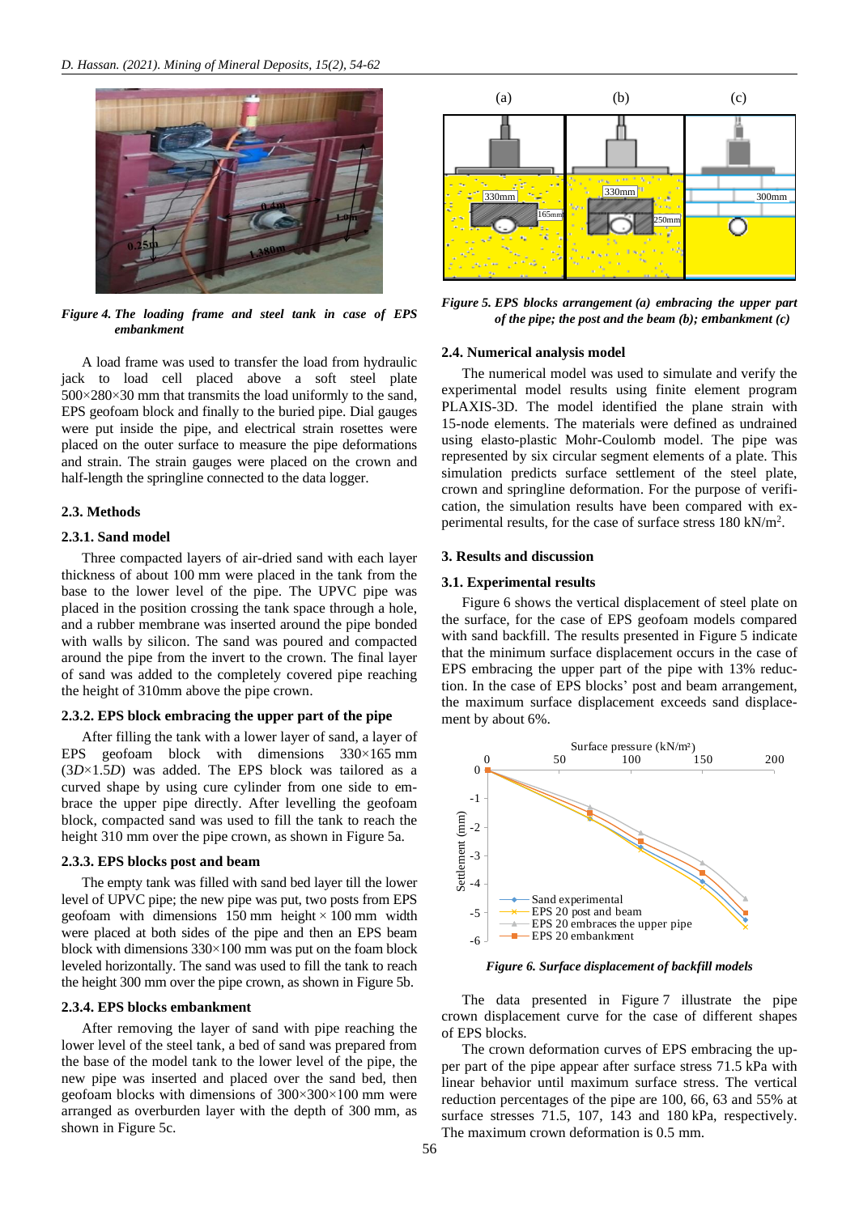*Figure 4. The loading frame and steel tank in case of EPS embankment*

A load frame was used to transfer the load from hydraulic jack to load cell placed above a soft steel plate 500×280×30 mm that transmits the load uniformly to the sand, EPS geofoam block and finally to the buried pipe. Dial gauges were put inside the pipe, and electrical strain rosettes were placed on the outer surface to measure the pipe deformations and strain. The strain gauges were placed on the crown and half-length the springline connected to the data logger.

### 2.3. Methods

#### 2.3.1. Sand model

Three compacted layers of air-dried sand with each layer thickness of about 100 mm were placed in the tank from the base to the lower level of the pipe. The UPVC pipe was placed in the position crossing the tank space through a hole, and a rubber membrane was inserted around the pipe bonded with walls by silicon. The sand was poured and compacted around the pipe from the invert to the crown. The final layer of sand was added to the completely covered pipe reaching the height of 310mm above the pipe crown.

#### 2.3.2. EPS block embracing the upper part of the pipe

After filling the tank with a lower layer of sand, a layer of EPS geofoam block with dimensions 330×165 mm (3*D*×1.5*D*) was added. The EPS block was tailored as a curved shape by using cure cylinder from one side to embrace the upper pipe directly. After levelling the geofoam block, compacted sand was used to fill the tank to reach the height 310 mm over the pipe crown, as shown in Figure 5a.

#### 2.3.3. EPS blocks post and beam

The empty tank was filled with sand bed layer till the lower level of UPVC pipe; the new pipe was put, two posts from EPS geofoam with dimensions 150 mm height × 100 mm width were placed at both sides of the pipe and then an EPS beam block with dimensions 330×100 mm was put on the foam block leveled horizontally. The sand was used to fill the tank to reach the height 300 mm over the pipe crown, as shown in Figure 5b.

#### 2.3.4. EPS blocks embankment

After removing the layer of sand with pipe reaching the lower level of the steel tank, a bed of sand was prepared from the base of the model tank to the lower level of the pipe, the new pipe was inserted and placed over the sand bed, then geofoam blocks with dimensions 300×300×100 mm were arranged as overburden layer with the depth of 300 mm, as shown in Figure 5c.

*Figure 5. EPS blocks arrangement (a) embracing the upper part of the pipe; the post and the beam (b); embankment (c)*

### 2.4. Numerical analysis model

The numerical model was used to simulate and verify the experimental model results using finite element program PLAXIS-3D. The model identified the plane strain with 15-node elements. The materials were defined as undrained using elasto-plastic Mohr-Coulomb model. The pipe was represented by six circular segment elements of a plate. This simulation predicts surface settlement of the steel plate, crown and springline deformation. For the purpose of verification, the simulation results have been compared with experimental results, for the case of surface stress 180 kN/m$^2$.

## 3. Results and discussion

### 3.1. Experimental results

Figure 6 shows the vertical displacement of steel plate on the surface, for the case of EPS geofoam models compared with sand backfill. The results presented in Figure 5 indicate that the minimum surface displacement occurs in the case of EPS embracing the upper part of the pipe with 13% reduction. In the case of EPS blocks' post and beam arrangement, the maximum surface displacement exceeds sand displacement by about 6%.

*Figure 6. Surface displacement of backfill models*

The data presented in Figure 7 illustrate the pipe crown displacement curve for the case of different shapes of EPS blocks.

The crown deformation curves of EPS embracing the upper part of the pipe appear after surface stress 71.5 kPa with linear behavior until maximum surface stress. The vertical reduction percentages of the pipe are 100, 66, 63 and 55% at surface stresses 71.5, 107, 143 and 180 kPa, respectively. The maximum crown deformation is 0.5 mm.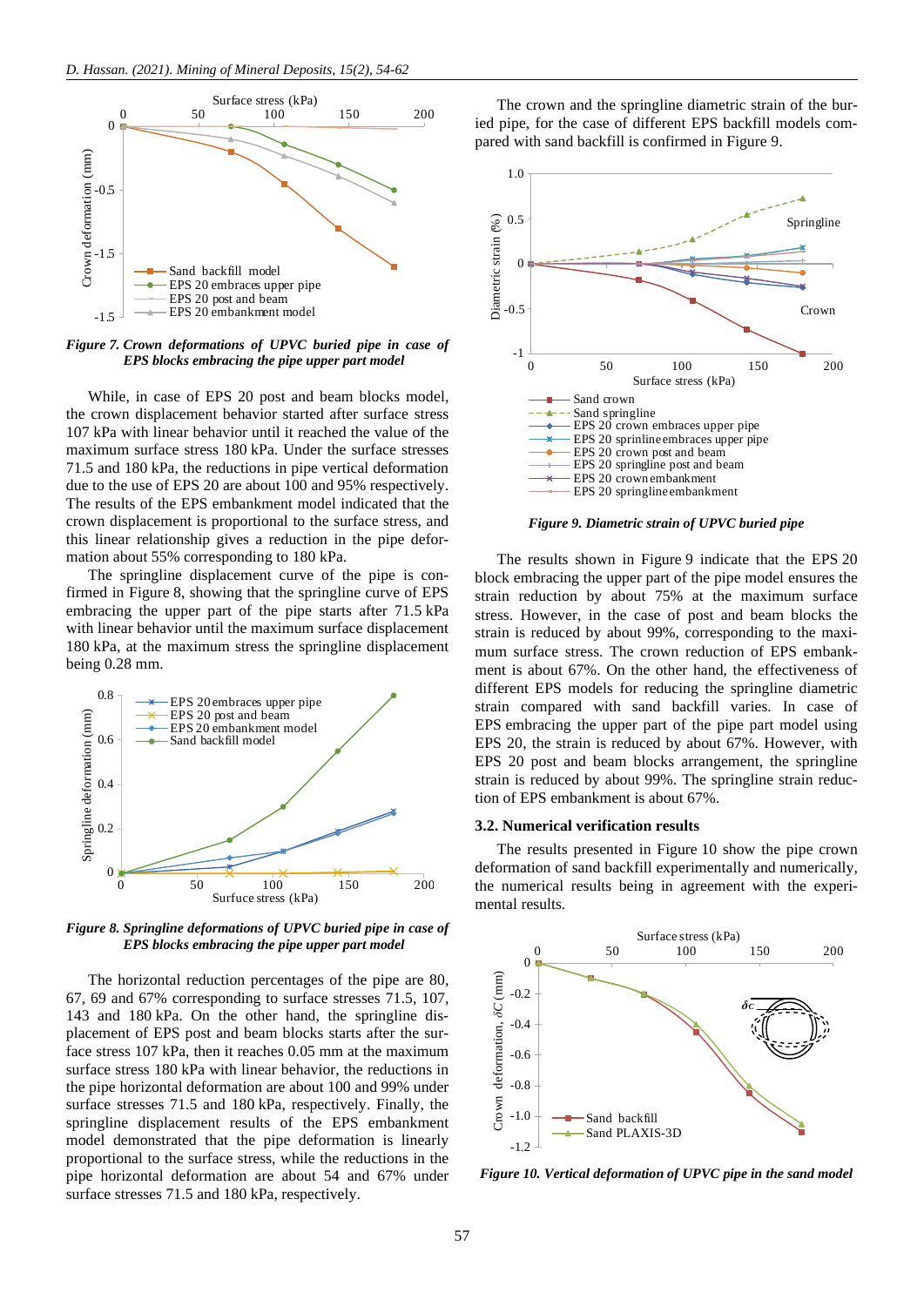*Figure 7. Crown deformations of UPVC buried pipe in case of EPS blocks embracing the pipe upper part model*

While, in case of EPS 20 post and beam blocks model, the crown displacement behavior started after surface stress 107 kPa with linear behavior until it reached the value of the maximum surface stress 180 kPa. Under the surface stresses 71.5 and 180 kPa, the reductions in pipe vertical deformation due to the use of EPS 20 are about 100 and 95% respectively. The results of the EPS embankment model indicated that the crown displacement is proportional to the surface stress, and this linear relationship gives a reduction in the pipe deformation about 55% corresponding to 180 kPa.

The springline displacement curve of the pipe is confirmed in Figure 8, showing that the springline curve of EPS embracing the upper part of the pipe starts after 71.5 kPa with linear behavior until the maximum surface displacement 180 kPa, at the maximum stress the springline displacement being 0.28 mm.

*Figure 8. Springline deformations of UPVC buried pipe in case of EPS blocks embracing the pipe upper part model*

The horizontal reduction percentages of the pipe are 80, 67, 69 and 67% corresponding to surface stresses 71.5, 107, 143 and 180 kPa. On the other hand, the springline displacement of EPS post and beam blocks starts after the surface stress 107 kPa, then it reaches 0.05 mm at the maximum surface stress 180 kPa with linear behavior, the reductions in the pipe horizontal deformation are about 100 and 99% under surface stresses 71.5 and 180 kPa, respectively. Finally, the springline displacement results of the EPS embankment model demonstrated that the pipe deformation is linearly proportional to the surface stress, while the reductions in the pipe horizontal deformation are about 54 and 67% under surface stresses 71.5 and 180 kPa, respectively.

The crown and the springline diametric strain of the buried pipe, for the case of different EPS backfill models compared with sand backfill is confirmed in Figure 9.

*Figure 9. Diametric strain of UPVC buried pipe*

The results shown in Figure 9 indicate that the EPS 20 block embracing the upper part of the pipe model ensures the strain reduction by about 75% at the maximum surface stress. However, in the case of post and beam blocks the strain is reduced by about 99%, corresponding to the maximum surface stress. The crown reduction of EPS embankment is about 67%. On the other hand, the effectiveness of different EPS models for reducing the springline diametric strain compared with sand backfill varies. In case of EPS embracing the upper part of the pipe part model using EPS 20, the strain is reduced by about 67%. However, with EPS 20 post and beam blocks arrangement, the springline strain is reduced by about 99%. The springline strain reduction of EPS embankment is about 67%.

### 3.2. Numerical verification results

The results presented in Figure 10 show the pipe crown deformation of sand backfill experimentally and numerically, the numerical results being in agreement with the experimental results.

*Figure 10. Vertical deformation of UPVC pipe in the sand model*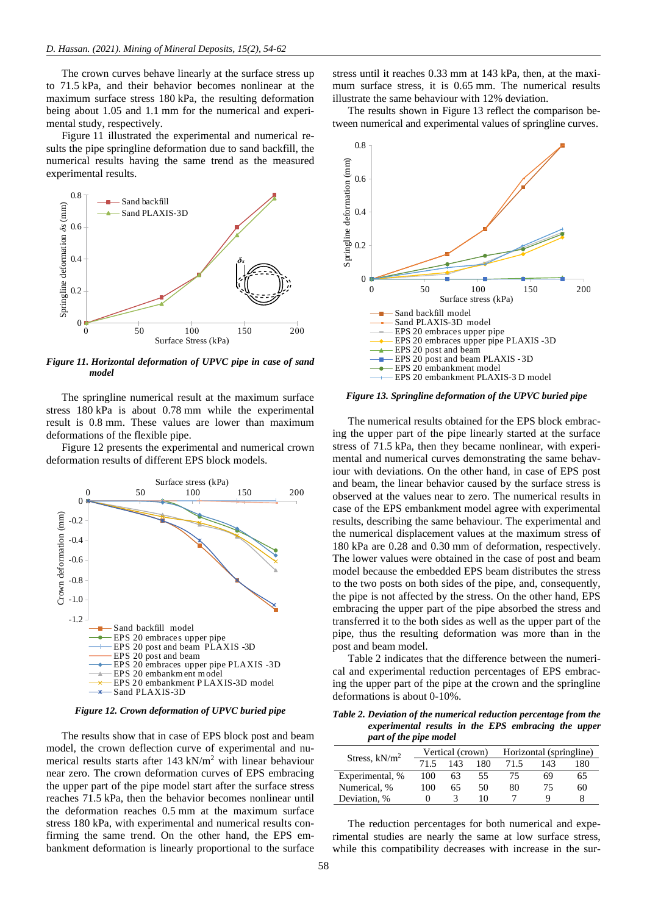The crown curves behave linearly at the surface stress up to 71.5 kPa, and their behavior becomes nonlinear at the maximum surface stress 180 kPa, the resulting deformation being about 1.05 and 1.1 mm for the numerical and experimental study, respectively.

Figure 11 illustrated the experimental and numerical results the pipe springline deformation due to sand backfill, the numerical results having the same trend as the measured experimental results.

*Figure 11. Horizontal deformation of UPVC pipe in case of sand model*

The springline numerical result at the maximum surface stress 180 kPa is about 0.78 mm while the experimental result is 0.8 mm. These values are lower than maximum deformations of the flexible pipe.

Figure 12 presents the experimental and numerical crown deformation results of different EPS block models.

*Figure 12. Crown deformation of UPVC buried pipe*

The results show that in case of EPS block post and beam model, the crown deflection curve of experimental and numerical results starts after 143 kN/m$^2$ with linear behaviour near zero. The crown deformation curves of EPS embracing the upper part of the pipe model start after the surface stress reaches 71.5 kPa, then the behavior becomes nonlinear until the deformation reaches 0.5 mm at the maximum surface stress 180 kPa, with experimental and numerical results confirming the same trend. On the other hand, the EPS embankment deformation is linearly proportional to the surface stress until it reaches 0.33 mm at 143 kPa, then, at the maximum surface stress, it is 0.65 mm. The numerical results illustrate the same behaviour with 12% deviation.

The results shown in Figure 13 reflect the comparison between numerical and experimental values of springline curves.

*Figure 13. Springline deformation of the UPVC buried pipe*

The numerical results obtained for the EPS block embracing the upper part of the pipe linearly started at the surface stress of 71.5 kPa, then they became nonlinear, with experimental and numerical curves demonstrating the same behaviour with deviations. On the other hand, in case of EPS post and beam, the linear behavior caused by the surface stress is observed at the values near to zero. The numerical results in case of the EPS embankment model agree with experimental results, describing the same behaviour. The experimental and the numerical displacement values at the maximum stress of 180 kPa are 0.28 and 0.30 mm of deformation, respectively. The lower values were obtained in the case of post and beam model because the embedded EPS beam distributes the stress to the two posts on both sides of the pipe, and, consequently, the pipe is not affected by the stress. On the other hand, EPS embracing the upper part of the pipe absorbed the stress and transferred it to the both sides as well as the upper part of the pipe, thus the resulting deformation was more than in the post and beam model.

Table 2 indicates that the difference between the numerical and experimental reduction percentages of EPS embracing the upper part of the pipe at the crown and the springline deformations is about 0-10%.

*Table 2. Deviation of the numerical reduction percentage from the experimental results in the EPS embracing the upper part of the pipe model*

| Stress, kN/m$^2$ | Vertical (crown) | | | Horizontal (springline) | | |
|---|---|---|---|---|---|---|
| | 71.5 | 143 | 180 | 71.5 | 143 | 180 |
| Experimental, % | 100 | 63 | 55 | 75 | 69 | 65 |
| Numerical, % | 100 | 65 | 50 | 80 | 75 | 60 |
| Deviation, % | 0 | 3 | 10 | 7 | 9 | 8 |

The reduction percentages for both numerical and experimental studies are nearly the same at low surface stress, while this compatibility decreases with increase in the sur-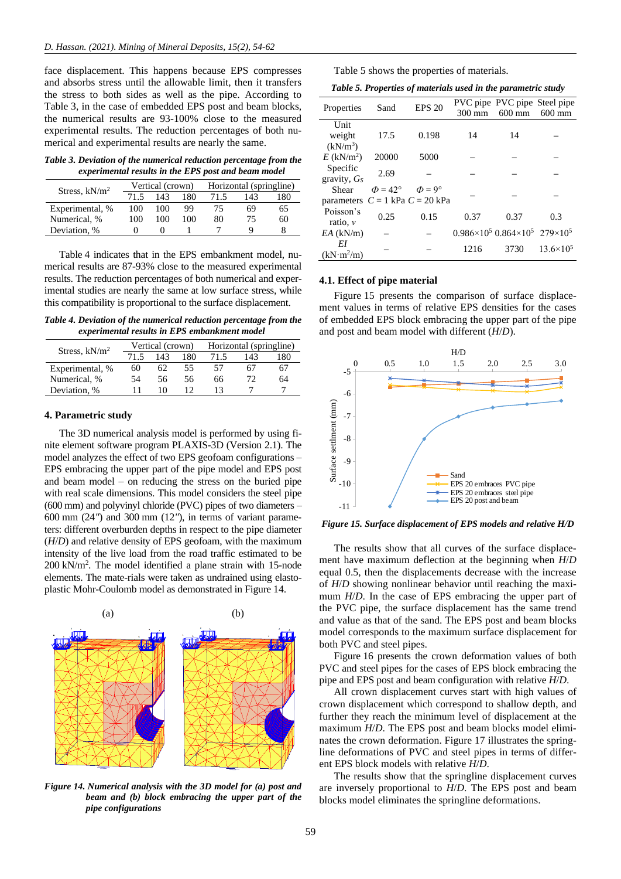face displacement. This happens because EPS compresses and absorbs stress until the allowable limit, then it transfers the stress to both sides as well as the pipe. According to Table 3, in the case of embedded EPS post and beam blocks, the numerical results are 93-100% close to the measured experimental results. The reduction percentages of both numerical and experimental results are nearly the same.

***Table 3. Deviation of the numerical reduction percentage from the experimental results in the EPS post and beam model***

| Stress, kN/m² | Vertical (crown) | | | Horizontal (springline) | | |
|---|---|---|---|---|---|---|
| | 71.5 | 143 | 180 | 71.5 | 143 | 180 |
| Experimental, % | 100 | 100 | 99 | 75 | 69 | 65 |
| Numerical, % | 100 | 100 | 100 | 80 | 75 | 60 |
| Deviation, % | 0 | 0 | 1 | 7 | 9 | 8 |

Table 4 indicates that in the EPS embankment model, numerical results are 87-93% close to the measured experimental results. The reduction percentages of both numerical and experimental studies are nearly the same at low surface stress, while this compatibility is proportional to the surface displacement.

***Table 4. Deviation of the numerical reduction percentage from the experimental results in EPS embankment model***

| Stress, kN/m² | Vertical (crown) | | | Horizontal (springline) | | |
|---|---|---|---|---|---|---|
| | 71.5 | 143 | 180 | 71.5 | 143 | 180 |
| Experimental, % | 60 | 62 | 55 | 57 | 67 | 67 |
| Numerical, % | 54 | 56 | 56 | 66 | 72 | 64 |
| Deviation, % | 11 | 10 | 12 | 13 | 7 | 7 |

## 4. Parametric study

The 3D numerical analysis model is performed by using finite element software program PLAXIS-3D (Version 2.1). The model analyzes the effect of two EPS geofoam configurations – EPS embracing the upper part of the pipe model and EPS post and beam model – on reducing the stress on the buried pipe with real scale dimensions. This model considers the steel pipe (600 mm) and polyvinyl chloride (PVC) pipes of two diameters – 600 mm (24″) and 300 mm (12″), in terms of variant parameters: different overburden depths in respect to the pipe diameter (*H*/*D*) and relative density of EPS geofoam, with the maximum intensity of the live load from the road traffic estimated to be 200 kN/m². The model identified a plane strain with 15-node elements. The mate-rials were taken as undrained using elasto-plastic Mohr-Coulomb model as demonstrated in Figure 14.

***Figure 14. Numerical analysis with the 3D model for (a) post and beam and (b) block embracing the upper part of the pipe configurations***

Table 5 shows the properties of materials.

***Table 5. Properties of materials used in the parametric study***

| Properties | Sand | EPS 20 | PVC pipe 300 mm | PVC pipe 600 mm | Steel pipe 600 mm |
|---|---|---|---|---|---|
| Unit weight (kN/m³) | 17.5 | 0.198 | 14 | 14 | – |
| *E* (kN/m²) | 20000 | 5000 | – | – | – |
| Specific gravity, $G_s$ | 2.69 | – | – | – | – |
| Shear parameters | $\Phi = 42°$ $C = 1$ kPa | $\Phi = 9°$ $C = 20$ kPa | – | – | – |
| Poisson's ratio, $v$ | 0.25 | 0.15 | 0.37 | 0.37 | 0.3 |
| *EA* (kN/m) | – | – | $0.986\times10^5$ | $0.864\times10^5$ | $279\times10^5$ |
| *EI* (kN·m²/m) | – | – | 1216 | 3730 | $13.6\times10^5$ |

### 4.1. Effect of pipe material

Figure 15 presents the comparison of surface displacement values in terms of relative EPS densities for the cases of embedded EPS block embracing the upper part of the pipe and post and beam model with different (*H*/*D*).

***Figure 15. Surface displacement of EPS models and relative H/D***

The results show that all curves of the surface displacement have maximum deflection at the beginning when *H*/*D* equal 0.5, then the displacements decrease with the increase of *H*/*D* showing nonlinear behavior until reaching the maximum *H*/*D*. In the case of EPS embracing the upper part of the PVC pipe, the surface displacement has the same trend and value as that of the sand. The EPS post and beam blocks model corresponds to the maximum surface displacement for both PVC and steel pipes.

Figure 16 presents the crown deformation values of both PVC and steel pipes for the cases of EPS block embracing the pipe and EPS post and beam configuration with relative *H*/*D*.

All crown displacement curves start with high values of crown displacement which correspond to shallow depth, and further they reach the minimum level of displacement at the maximum *H*/*D*. The EPS post and beam blocks model eliminates the crown deformation. Figure 17 illustrates the springline deformations of PVC and steel pipes in terms of different EPS block models with relative *H*/*D*.

The results show that the springline displacement curves are inversely proportional to *H*/*D*. The EPS post and beam blocks model eliminates the springline deformations.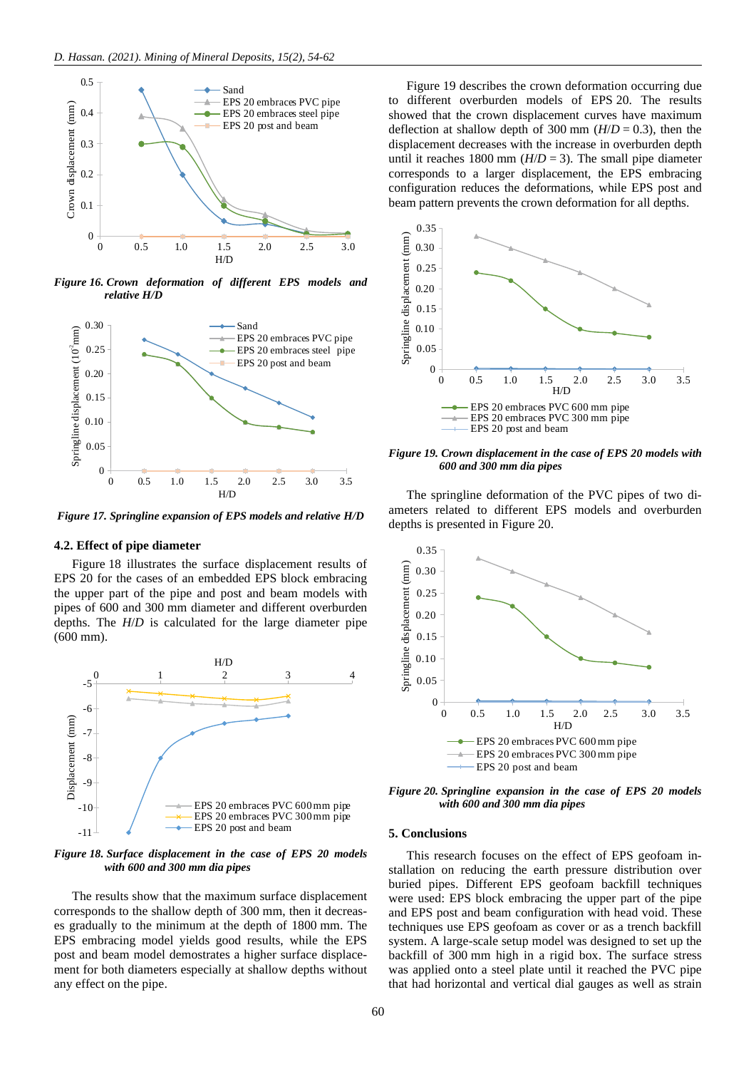*Figure 16. Crown deformation of different EPS models and relative H/D*

*Figure 17. Springline expansion of EPS models and relative H/D*

### 4.2. Effect of pipe diameter

Figure 18 illustrates the surface displacement results of EPS 20 for the cases of an embedded EPS block embracing the upper part of the pipe and post and beam models with pipes of 600 and 300 mm diameter and different overburden depths. The *H*/*D* is calculated for the large diameter pipe (600 mm).

*Figure 18. Surface displacement in the case of EPS 20 models with 600 and 300 mm dia pipes*

The results show that the maximum surface displacement corresponds to the shallow depth of 300 mm, then it decreases gradually to the minimum at the depth of 1800 mm. The EPS embracing model yields good results, while the EPS post and beam model demostrates a higher surface displacement for both diameters especially at shallow depths without any effect on the pipe.

Figure 19 describes the crown deformation occurring due to different overburden models of EPS 20. The results showed that the crown displacement curves have maximum deflection at shallow depth of 300 mm ($H/D = 0.3$), then the displacement decreases with the increase in overburden depth until it reaches 1800 mm ($H/D = 3$). The small pipe diameter corresponds to a larger displacement, the EPS embracing configuration reduces the deformations, while EPS post and beam pattern prevents the crown deformation for all depths.

*Figure 19. Crown displacement in the case of EPS 20 models with 600 and 300 mm dia pipes*

The springline deformation of the PVC pipes of two diameters related to different EPS models and overburden depths is presented in Figure 20.

*Figure 20. Springline expansion in the case of EPS 20 models with 600 and 300 mm dia pipes*

## 5. Conclusions

This research focuses on the effect of EPS geofoam installation on reducing the earth pressure distribution over buried pipes. Different EPS geofoam backfill techniques were used: EPS block embracing the upper part of the pipe and EPS post and beam configuration with head void. These techniques use EPS geofoam as cover or as a trench backfill system. A large-scale setup model was designed to set up the backfill of 300 mm high in a rigid box. The surface stress was applied onto a steel plate until it reached the PVC pipe that had horizontal and vertical dial gauges as well as strain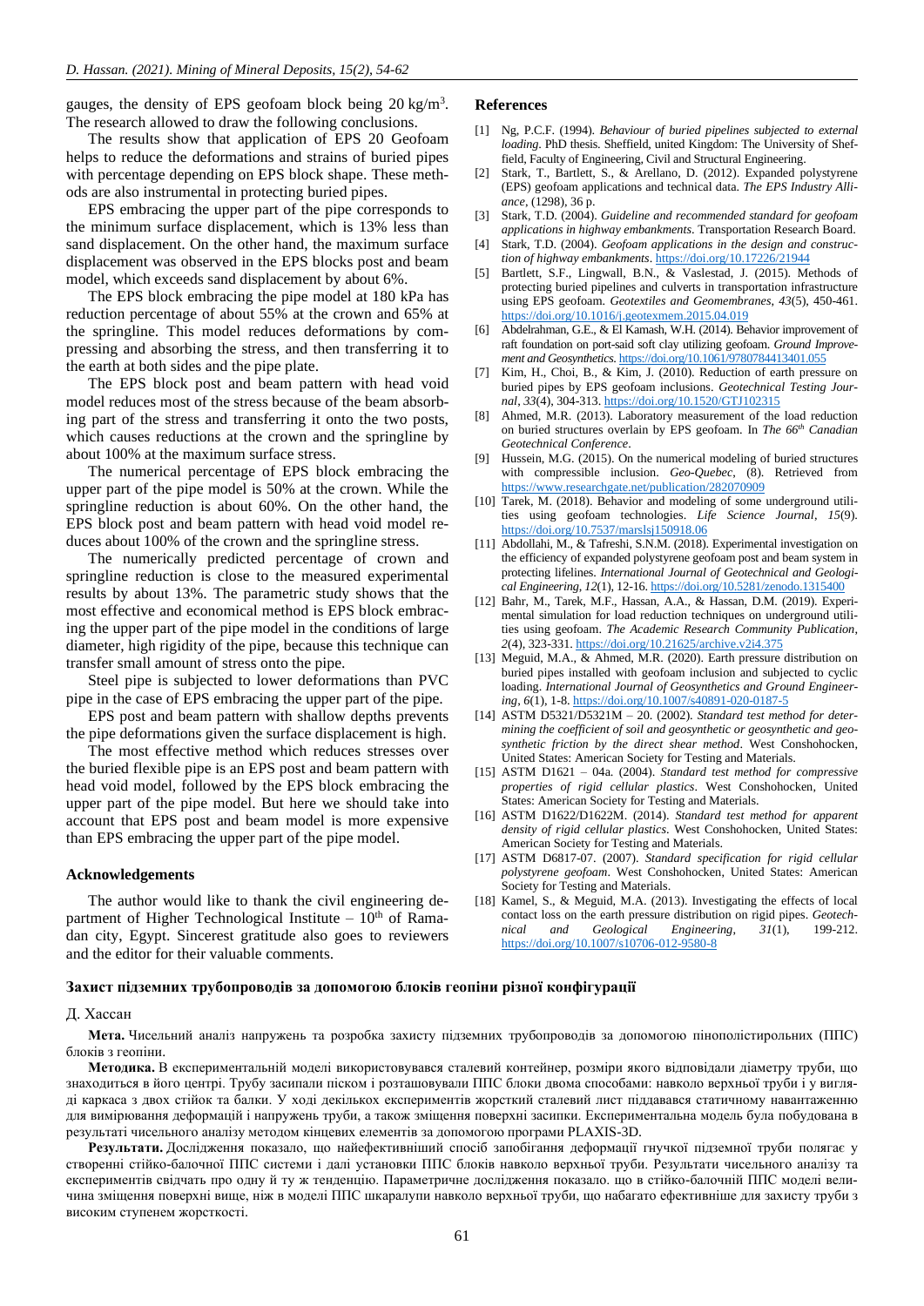gauges, the density of EPS geofoam block being 20 kg/m$^3$. The research allowed to draw the following conclusions.

The results show that application of EPS 20 Geofoam helps to reduce the deformations and strains of buried pipes with percentage depending on EPS block shape. These methods are also instrumental in protecting buried pipes.

EPS embracing the upper part of the pipe corresponds to the minimum surface displacement, which is 13% less than sand displacement. On the other hand, the maximum surface displacement was observed in the EPS blocks post and beam model, which exceeds sand displacement by about 6%.

The EPS block embracing the pipe model at 180 kPa has reduction percentage of about 55% at the crown and 65% at the springline. This model reduces deformations by compressing and absorbing the stress, and then transferring it to the earth at both sides and the pipe plate.

The EPS block post and beam pattern with head void model reduces most of the stress because of the beam absorbing part of the stress and transferring it onto the two posts, which causes reductions at the crown and the springline by about 100% at the maximum surface stress.

The numerical percentage of EPS block embracing the upper part of the pipe model is 50% at the crown. While the springline reduction is about 60%. On the other hand, the EPS block post and beam pattern with head void model reduces about 100% of the crown and the springline stress.

The numerically predicted percentage of crown and springline reduction is close to the measured experimental results by about 13%. The parametric study shows that the most effective and economical method is EPS block embracing the upper part of the pipe model in the conditions of large diameter, high rigidity of the pipe, because this technique can transfer small amount of stress onto the pipe.

Steel pipe is subjected to lower deformations than PVC pipe in the case of EPS embracing the upper part of the pipe.

EPS post and beam pattern with shallow depths prevents the pipe deformations given the surface displacement is high.

The most effective method which reduces stresses over the buried flexible pipe is an EPS post and beam pattern with head void model, followed by the EPS block embracing the upper part of the pipe model. But here we should take into account that EPS post and beam model is more expensive than EPS embracing the upper part of the pipe model.

## Acknowledgements

The author would like to thank the civil engineering department of Higher Technological Institute – 10th of Ramadan city, Egypt. Sincerest gratitude also goes to reviewers and the editor for their valuable comments.

## References

[1] Ng, P.C.F. (1994). *Behaviour of buried pipelines subjected to external loading*. PhD thesis. Sheffield, united Kingdom: The University of Sheffield, Faculty of Engineering, Civil and Structural Engineering.

[2] Stark, T., Bartlett, S., & Arellano, D. (2012). Expanded polystyrene (EPS) geofoam applications and technical data. *The EPS Industry Alliance*, (1298), 36 p.

[3] Stark, T.D. (2004). *Guideline and recommended standard for geofoam applications in highway embankments*. Transportation Research Board.

[4] Stark, T.D. (2004). *Geofoam applications in the design and construction of highway embankments*. https://doi.org/10.17226/21944

[5] Bartlett, S.F., Lingwall, B.N., & Vaslestad, J. (2015). Methods of protecting buried pipelines and culverts in transportation infrastructure using EPS geofoam. *Geotextiles and Geomembranes*, *43*(5), 450-461. https://doi.org/10.1016/j.geotexmem.2015.04.019

[6] Abdelrahman, G.E., & El Kamash, W.H. (2014). Behavior improvement of raft foundation on port-said soft clay utilizing geofoam. *Ground Improvement and Geosynthetics*. https://doi.org/10.1061/9780784413401.055

[7] Kim, H., Choi, B., & Kim, J. (2010). Reduction of earth pressure on buried pipes by EPS geofoam inclusions. *Geotechnical Testing Journal*, *33*(4), 304-313. https://doi.org/10.1520/GTJ102315

[8] Ahmed, M.R. (2013). Laboratory measurement of the load reduction on buried structures overlain by EPS geofoam. In *The 66th Canadian Geotechnical Conference*.

[9] Hussein, M.G. (2015). On the numerical modeling of buried structures with compressible inclusion. *Geo-Quebec*, (8). Retrieved from https://www.researchgate.net/publication/282070909

[10] Tarek, M. (2018). Behavior and modeling of some underground utilities using geofoam technologies. *Life Science Journal*, *15*(9). https://doi.org/10.7537/marslsj150918.06

[11] Abdollahi, M., & Tafreshi, S.N.M. (2018). Experimental investigation on the efficiency of expanded polystyrene geofoam post and beam system in protecting lifelines. *International Journal of Geotechnical and Geological Engineering*, *12*(1), 12-16. https://doi.org/10.5281/zenodo.1315400

[12] Bahr, M., Tarek, M.F., Hassan, A.A., & Hassan, D.M. (2019). Experimental simulation for load reduction techniques on underground utilities using geofoam. *The Academic Research Community Publication*, *2*(4), 323-331. https://doi.org/10.21625/archive.v2i4.375

[13] Meguid, M.A., & Ahmed, M.R. (2020). Earth pressure distribution on buried pipes installed with geofoam inclusion and subjected to cyclic loading. *International Journal of Geosynthetics and Ground Engineering*, *6*(1), 1-8. https://doi.org/10.1007/s40891-020-0187-5

[14] ASTM D5321/D5321M – 20. (2002). *Standard test method for determining the coefficient of soil and geosynthetic or geosynthetic and geosynthetic friction by the direct shear method*. West Conshohocken, United States: American Society for Testing and Materials.

[15] ASTM D1621 – 04a. (2004). *Standard test method for compressive properties of rigid cellular plastics*. West Conshohocken, United States: American Society for Testing and Materials.

[16] ASTM D1622/D1622M. (2014). *Standard test method for apparent density of rigid cellular plastics*. West Conshohocken, United States: American Society for Testing and Materials.

[17] ASTM D6817-07. (2007). *Standard specification for rigid cellular polystyrene geofoam*. West Conshohocken, United States: American Society for Testing and Materials.

[18] Kamel, S., & Meguid, M.A. (2013). Investigating the effects of local contact loss on the earth pressure distribution on rigid pipes. *Geotechnical and Geological Engineering*, *31*(1), 199-212. https://doi.org/10.1007/s10706-012-9580-8

## Захист підземних трубопроводів за допомогою блоків геопіни різної конфігурації

Д. Хассан

**Мета.** Чисельний аналіз напружень та розробка захисту підземних трубопроводів за допомогою пінополістирольних (ППС) блоків з геопіни.

**Методика.** В експериментальній моделі використовувався сталевий контейнер, розміри якого відповідали діаметру труби, що знаходиться в його центрі. Трубу засипали піском і розташовували ППС блоки двома способами: навколо верхньої труби і у вигляді каркаса з двох стійок та балки. У ході декількох експериментів жорсткий сталевий лист піддавався статичному навантаженню для вимірювання деформацій і напружень труби, а також зміщення поверхні засипки. Експериментальна модель була побудована в результаті чисельного аналізу методом кінцевих елементів за допомогою програми PLAXIS-3D.

**Результати.** Дослідження показало, що найефективніший спосіб запобігання деформації гнучкої підземної труби полягає у створенні стійко-балочної ППС системи і далі установки ППС блоків навколо верхньої труби. Результати чисельного аналізу та експериментів свідчать про одну й ту ж тенденцію. Параметричне дослідження показало. що в стійко-балочній ППС моделі величина зміщення поверхні вище, ніж в моделі ППС шкаралупи навколо верхньої труби, що набагато ефективніше для захисту труби з високим ступенем жорсткості.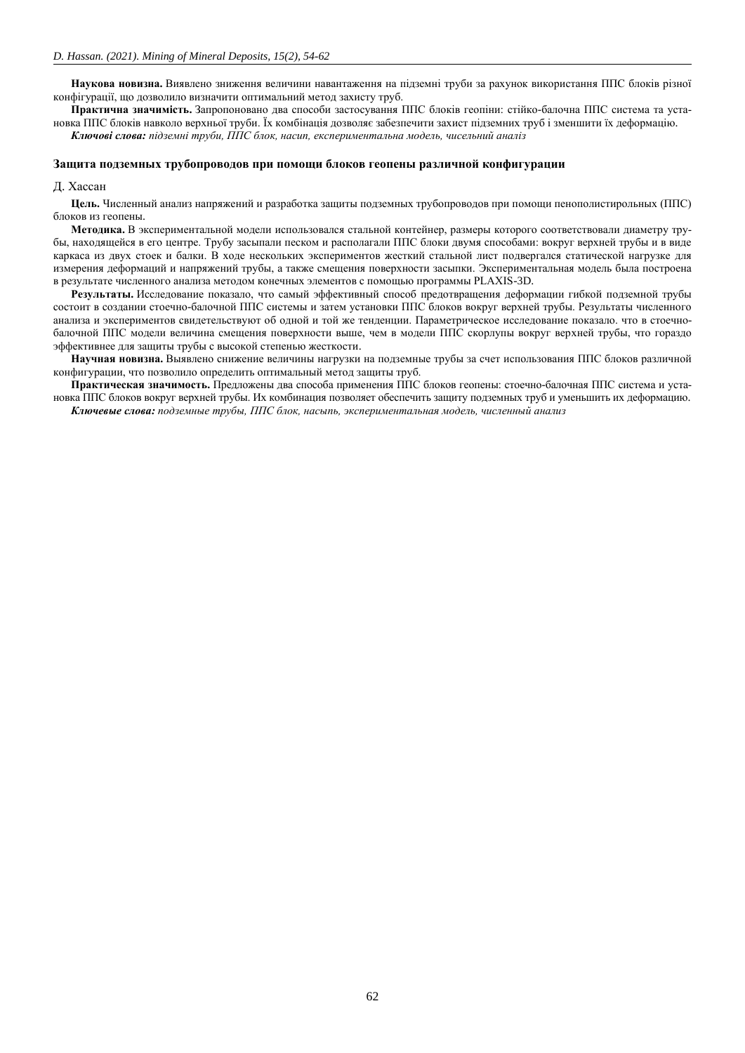**Наукова новизна.** Виявлено зниження величини навантаження на підземні труби за рахунок використання ППС блоків різної конфігурації, що дозволило визначити оптимальний метод захисту труб.

**Практична значимість.** Запропоновано два способи застосування ППС блоків геопіни: стійко-балочна ППС система та установка ППС блоків навколо верхньої труби. Їх комбінація дозволяє забезпечити захист підземних труб і зменшити їх деформацію.

***Ключові слова:*** *підземні труби, ППС блок, насип, експериментальна модель, чисельний аналіз*

## Защита подземных трубопроводов при помощи блоков геопены различной конфигурации

Д. Хассан

**Цель.** Численный анализ напряжений и разработка защиты подземных трубопроводов при помощи пенополистирольных (ППС) блоков из геопены.

**Методика.** В экспериментальной модели использовался стальной контейнер, размеры которого соответствовали диаметру трубы, находящейся в его центре. Трубу засыпали песком и располагали ППС блоки двумя способами: вокруг верхней трубы и в виде каркаса из двух стоек и балки. В ходе нескольких экспериментов жесткий стальной лист подвергался статической нагрузке для измерения деформаций и напряжений трубы, а также смещения поверхности засыпки. Экспериментальная модель была построена в результате численного анализа методом конечных элементов с помощью программы PLAXIS-3D.

**Результаты.** Исследование показало, что самый эффективный способ предотвращения деформации гибкой подземной трубы состоит в создании стоечно-балочной ППС системы и затем установки ППС блоков вокруг верхней трубы. Результаты численного анализа и экспериментов свидетельствуют об одной и той же тенденции. Параметрическое исследование показало. что в стоечно-балочной ППС модели величина смещения поверхности выше, чем в модели ППС скорлупы вокруг верхней трубы, что гораздо эффективнее для защиты трубы с высокой степенью жесткости.

**Научная новизна.** Выявлено снижение величины нагрузки на подземные трубы за счет использования ППС блоков различной конфигурации, что позволило определить оптимальный метод защиты труб.

**Практическая значимость.** Предложены два способа применения ППС блоков геопены: стоечно-балочная ППС система и установка ППС блоков вокруг верхней трубы. Их комбинация позволяет обеспечить защиту подземных труб и уменьшить их деформацию.

***Ключевые слова:*** *подземные трубы, ППС блок, насыпь, экспериментальная модель, численный анализ*